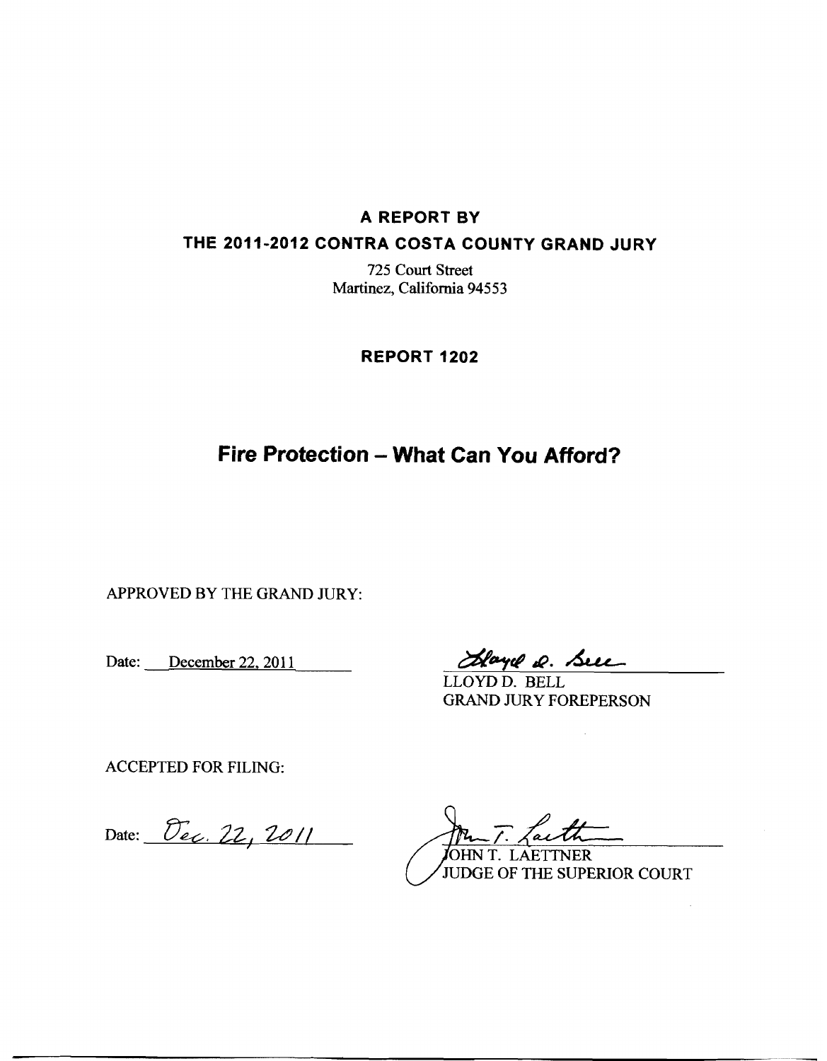**A REPORT BY**

**THE 2011-2012 CONTRA COSTA COUNTY GRAND JURY**

725 Court Street
Martinez, California 94553

**REPORT 1202**

# Fire Protection – What Can You Afford?

APPROVED BY THE GRAND JURY:

Date: December 22, 2011

Lloyd D. Bell
LLOYD D. BELL
GRAND JURY FOREPERSON

ACCEPTED FOR FILING:

Date: Dec. 22, 2011

John T. Laettner
JOHN T. LAETTNER
JUDGE OF THE SUPERIOR COURT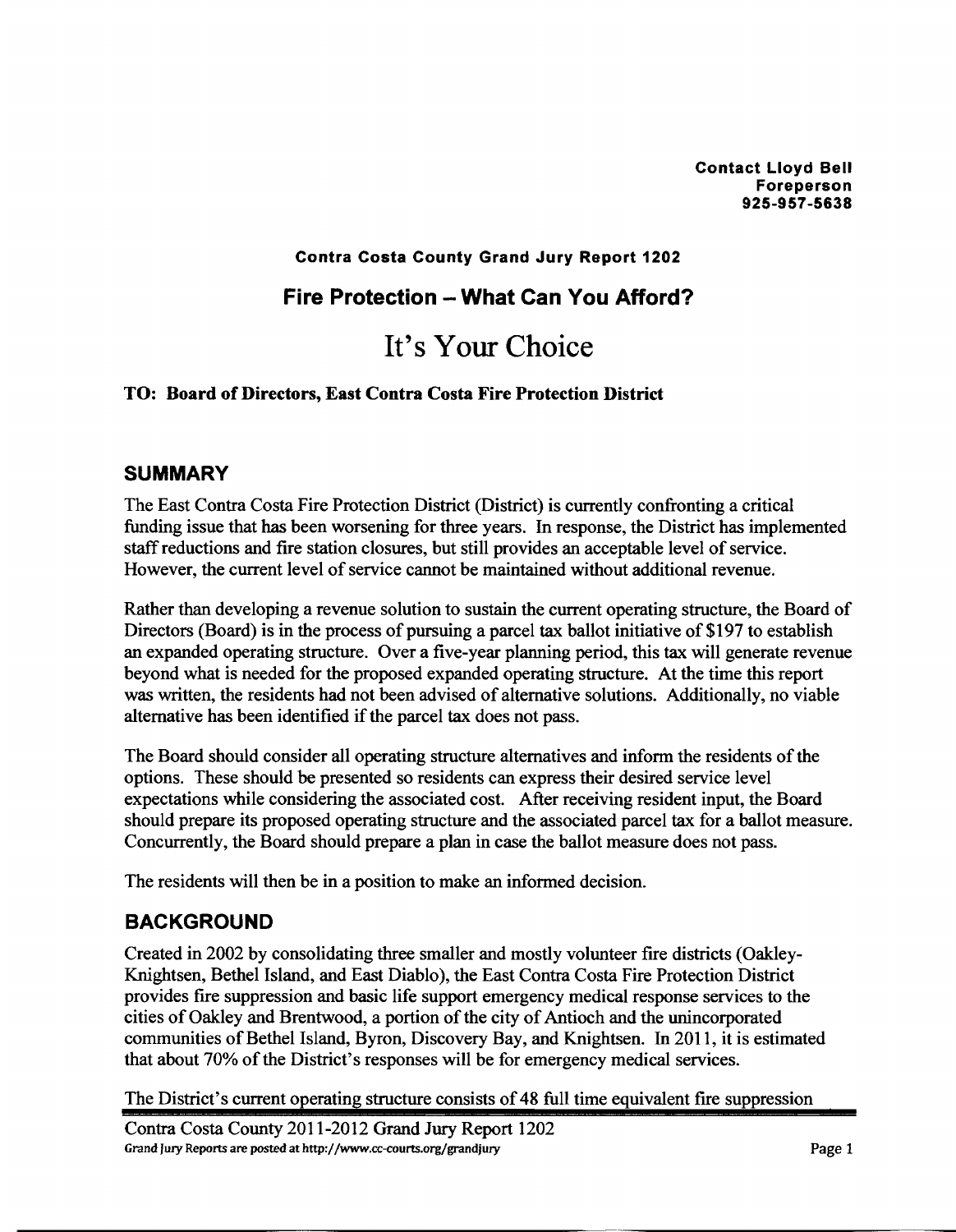Contact Lloyd Bell
Foreperson
925-957-5638

**Contra Costa County Grand Jury Report 1202**

## Fire Protection – What Can You Afford?

# It's Your Choice

**TO: Board of Directors, East Contra Costa Fire Protection District**

## SUMMARY

The East Contra Costa Fire Protection District (District) is currently confronting a critical funding issue that has been worsening for three years. In response, the District has implemented staff reductions and fire station closures, but still provides an acceptable level of service. However, the current level of service cannot be maintained without additional revenue.

Rather than developing a revenue solution to sustain the current operating structure, the Board of Directors (Board) is in the process of pursuing a parcel tax ballot initiative of $197 to establish an expanded operating structure. Over a five-year planning period, this tax will generate revenue beyond what is needed for the proposed expanded operating structure. At the time this report was written, the residents had not been advised of alternative solutions. Additionally, no viable alternative has been identified if the parcel tax does not pass.

The Board should consider all operating structure alternatives and inform the residents of the options. These should be presented so residents can express their desired service level expectations while considering the associated cost. After receiving resident input, the Board should prepare its proposed operating structure and the associated parcel tax for a ballot measure. Concurrently, the Board should prepare a plan in case the ballot measure does not pass.

The residents will then be in a position to make an informed decision.

## BACKGROUND

Created in 2002 by consolidating three smaller and mostly volunteer fire districts (Oakley-Knightsen, Bethel Island, and East Diablo), the East Contra Costa Fire Protection District provides fire suppression and basic life support emergency medical response services to the cities of Oakley and Brentwood, a portion of the city of Antioch and the unincorporated communities of Bethel Island, Byron, Discovery Bay, and Knightsen. In 2011, it is estimated that about 70% of the District's responses will be for emergency medical services.

The District's current operating structure consists of 48 full time equivalent fire suppression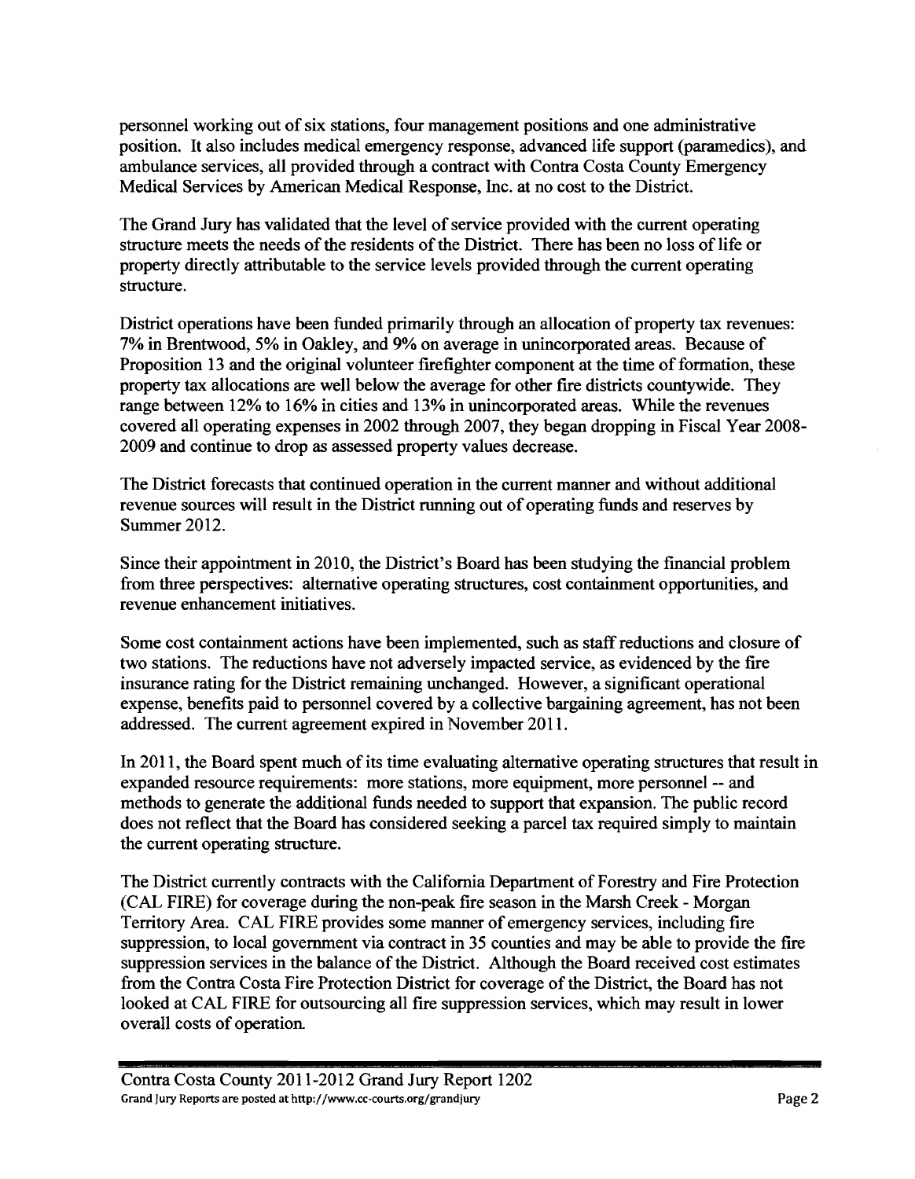personnel working out of six stations, four management positions and one administrative position. It also includes medical emergency response, advanced life support (paramedics), and ambulance services, all provided through a contract with Contra Costa County Emergency Medical Services by American Medical Response, Inc. at no cost to the District.

The Grand Jury has validated that the level of service provided with the current operating structure meets the needs of the residents of the District. There has been no loss of life or property directly attributable to the service levels provided through the current operating structure.

District operations have been funded primarily through an allocation of property tax revenues: 7% in Brentwood, 5% in Oakley, and 9% on average in unincorporated areas. Because of Proposition 13 and the original volunteer firefighter component at the time of formation, these property tax allocations are well below the average for other fire districts countywide. They range between 12% to 16% in cities and 13% in unincorporated areas. While the revenues covered all operating expenses in 2002 through 2007, they began dropping in Fiscal Year 2008-2009 and continue to drop as assessed property values decrease.

The District forecasts that continued operation in the current manner and without additional revenue sources will result in the District running out of operating funds and reserves by Summer 2012.

Since their appointment in 2010, the District's Board has been studying the financial problem from three perspectives: alternative operating structures, cost containment opportunities, and revenue enhancement initiatives.

Some cost containment actions have been implemented, such as staff reductions and closure of two stations. The reductions have not adversely impacted service, as evidenced by the fire insurance rating for the District remaining unchanged. However, a significant operational expense, benefits paid to personnel covered by a collective bargaining agreement, has not been addressed. The current agreement expired in November 2011.

In 2011, the Board spent much of its time evaluating alternative operating structures that result in expanded resource requirements: more stations, more equipment, more personnel -- and methods to generate the additional funds needed to support that expansion. The public record does not reflect that the Board has considered seeking a parcel tax required simply to maintain the current operating structure.

The District currently contracts with the California Department of Forestry and Fire Protection (CAL FIRE) for coverage during the non-peak fire season in the Marsh Creek - Morgan Territory Area. CAL FIRE provides some manner of emergency services, including fire suppression, to local government via contract in 35 counties and may be able to provide the fire suppression services in the balance of the District. Although the Board received cost estimates from the Contra Costa Fire Protection District for coverage of the District, the Board has not looked at CAL FIRE for outsourcing all fire suppression services, which may result in lower overall costs of operation.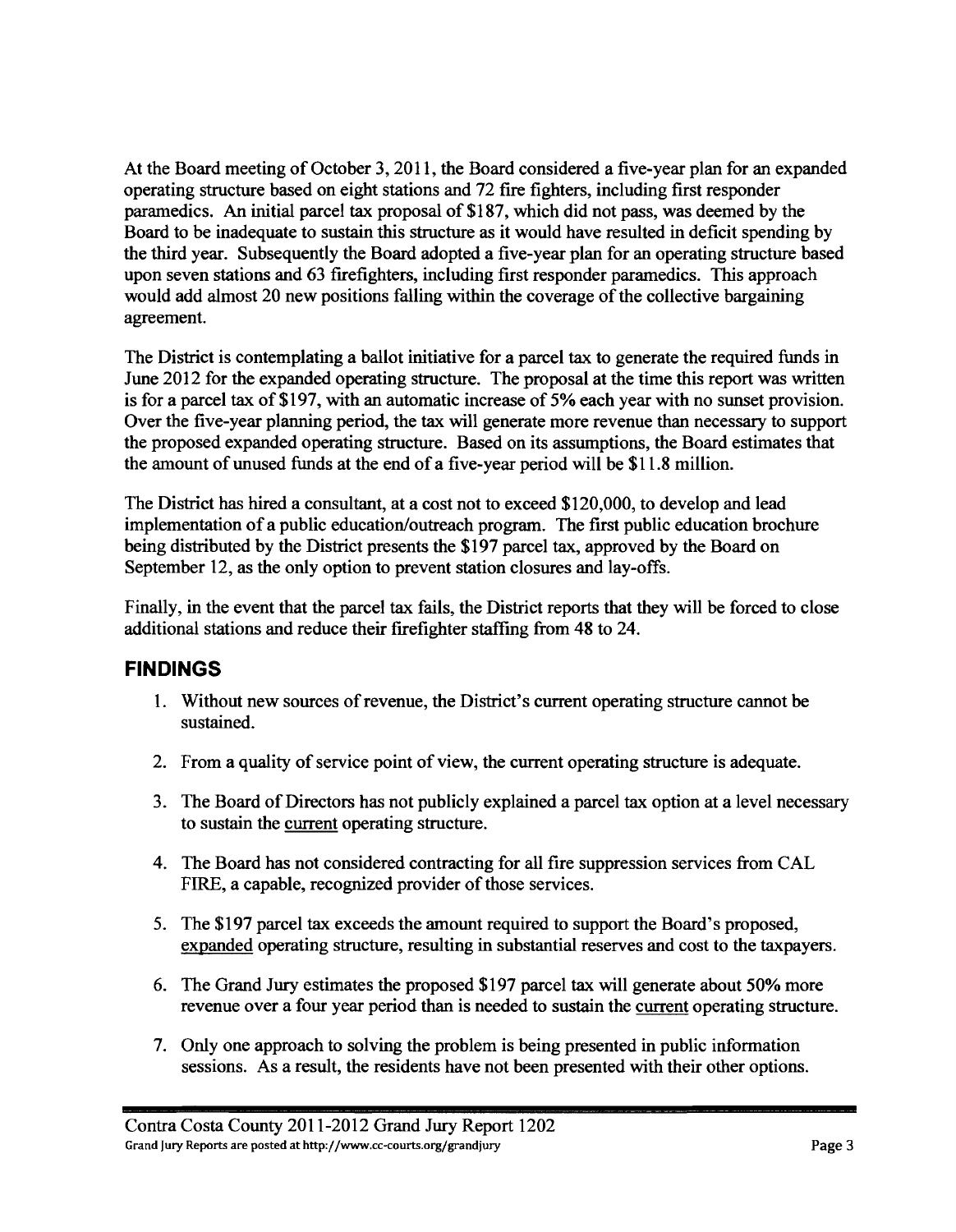At the Board meeting of October 3, 2011, the Board considered a five-year plan for an expanded operating structure based on eight stations and 72 fire fighters, including first responder paramedics. An initial parcel tax proposal of $187, which did not pass, was deemed by the Board to be inadequate to sustain this structure as it would have resulted in deficit spending by the third year. Subsequently the Board adopted a five-year plan for an operating structure based upon seven stations and 63 firefighters, including first responder paramedics. This approach would add almost 20 new positions falling within the coverage of the collective bargaining agreement.

The District is contemplating a ballot initiative for a parcel tax to generate the required funds in June 2012 for the expanded operating structure. The proposal at the time this report was written is for a parcel tax of $197, with an automatic increase of 5% each year with no sunset provision. Over the five-year planning period, the tax will generate more revenue than necessary to support the proposed expanded operating structure. Based on its assumptions, the Board estimates that the amount of unused funds at the end of a five-year period will be $11.8 million.

The District has hired a consultant, at a cost not to exceed $120,000, to develop and lead implementation of a public education/outreach program. The first public education brochure being distributed by the District presents the $197 parcel tax, approved by the Board on September 12, as the only option to prevent station closures and lay-offs.

Finally, in the event that the parcel tax fails, the District reports that they will be forced to close additional stations and reduce their firefighter staffing from 48 to 24.

## FINDINGS

1. Without new sources of revenue, the District's current operating structure cannot be sustained.
2. From a quality of service point of view, the current operating structure is adequate.
3. The Board of Directors has not publicly explained a parcel tax option at a level necessary to sustain the <u>current</u> operating structure.
4. The Board has not considered contracting for all fire suppression services from CAL FIRE, a capable, recognized provider of those services.
5. The $197 parcel tax exceeds the amount required to support the Board's proposed, <u>expanded</u> operating structure, resulting in substantial reserves and cost to the taxpayers.
6. The Grand Jury estimates the proposed $197 parcel tax will generate about 50% more revenue over a four year period than is needed to sustain the <u>current</u> operating structure.
7. Only one approach to solving the problem is being presented in public information sessions. As a result, the residents have not been presented with their other options.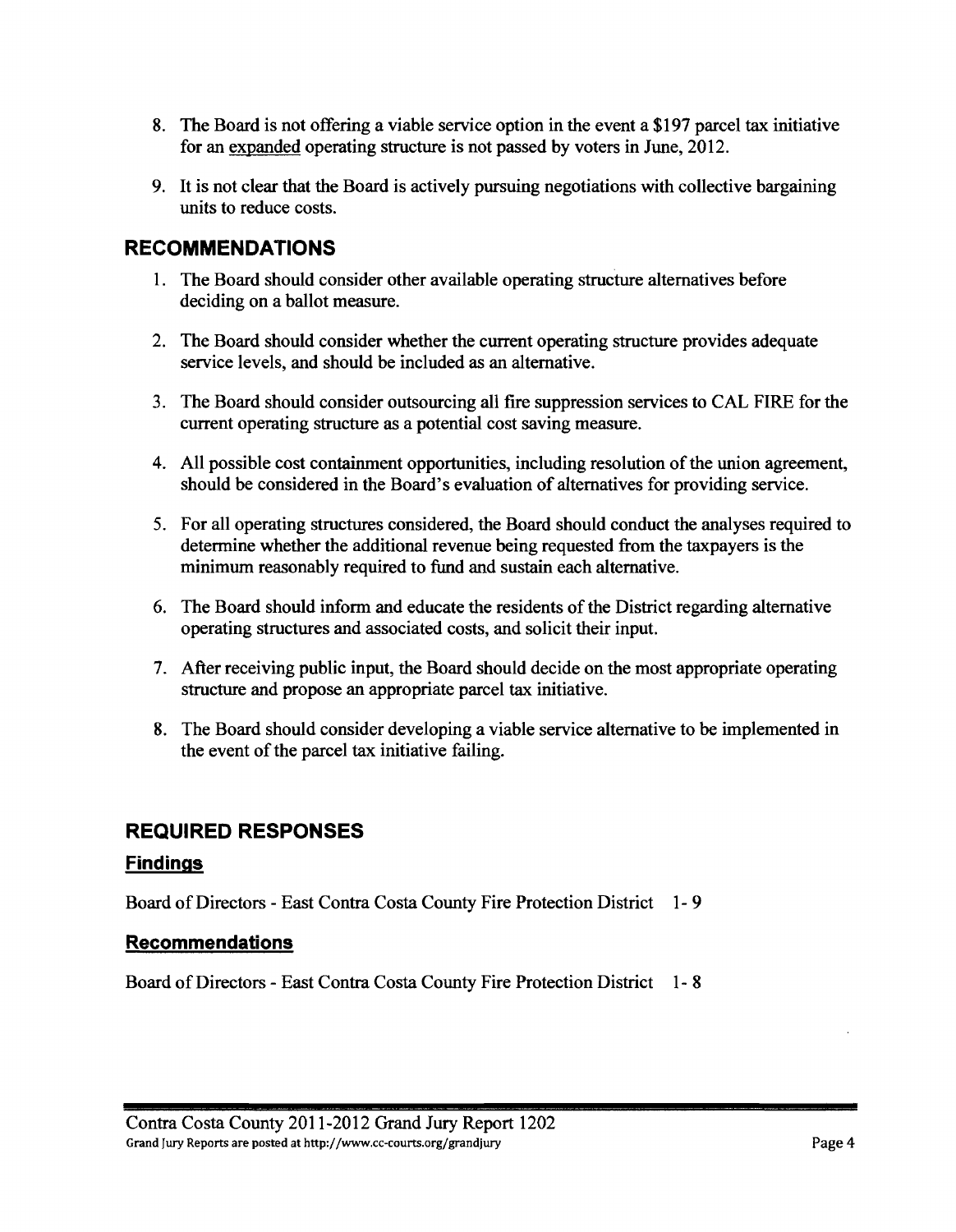8. The Board is not offering a viable service option in the event a $197 parcel tax initiative for an expanded operating structure is not passed by voters in June, 2012.

9. It is not clear that the Board is actively pursuing negotiations with collective bargaining units to reduce costs.

## RECOMMENDATIONS

1. The Board should consider other available operating structure alternatives before deciding on a ballot measure.

2. The Board should consider whether the current operating structure provides adequate service levels, and should be included as an alternative.

3. The Board should consider outsourcing all fire suppression services to CAL FIRE for the current operating structure as a potential cost saving measure.

4. All possible cost containment opportunities, including resolution of the union agreement, should be considered in the Board's evaluation of alternatives for providing service.

5. For all operating structures considered, the Board should conduct the analyses required to determine whether the additional revenue being requested from the taxpayers is the minimum reasonably required to fund and sustain each alternative.

6. The Board should inform and educate the residents of the District regarding alternative operating structures and associated costs, and solicit their input.

7. After receiving public input, the Board should decide on the most appropriate operating structure and propose an appropriate parcel tax initiative.

8. The Board should consider developing a viable service alternative to be implemented in the event of the parcel tax initiative failing.

## REQUIRED RESPONSES

### Findings

Board of Directors - East Contra Costa County Fire Protection District 1- 9

### Recommendations

Board of Directors - East Contra Costa County Fire Protection District 1- 8